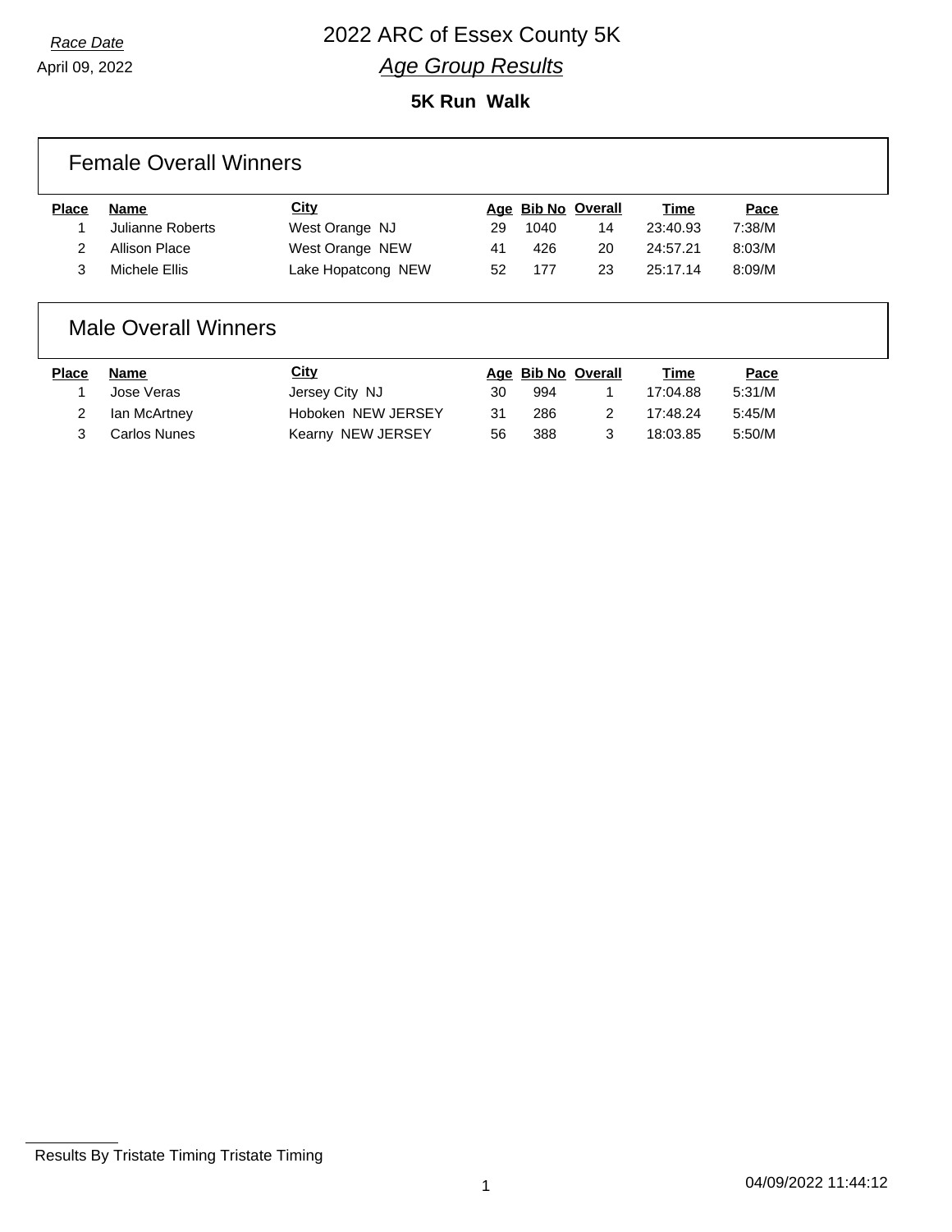*Race Date*

April 09, 2022

# 2022 ARC of Essex County 5K

## *Age Group Results*

**5K Run Walk**

### Female Overall Winners

| Place | Name | City | Age | Bib No | Overall | Time | Pace |
|---|---|---|---|---|---|---|---|
| 1 | Julianne Roberts | West Orange NJ | 29 | 1040 | 14 | 23:40.93 | 7:38/M |
| 2 | Allison Place | West Orange NEW | 41 | 426 | 20 | 24:57.21 | 8:03/M |
| 3 | Michele Ellis | Lake Hopatcong NEW | 52 | 177 | 23 | 25:17.14 | 8:09/M |

### Male Overall Winners

| Place | Name | City | Age | Bib No | Overall | Time | Pace |
|---|---|---|---|---|---|---|---|
| 1 | Jose Veras | Jersey City NJ | 30 | 994 | 1 | 17:04.88 | 5:31/M |
| 2 | Ian McArtney | Hoboken NEW JERSEY | 31 | 286 | 2 | 17:48.24 | 5:45/M |
| 3 | Carlos Nunes | Kearny NEW JERSEY | 56 | 388 | 3 | 18:03.85 | 5:50/M |

Results By Tristate Timing Tristate Timing

04/09/2022 11:44:12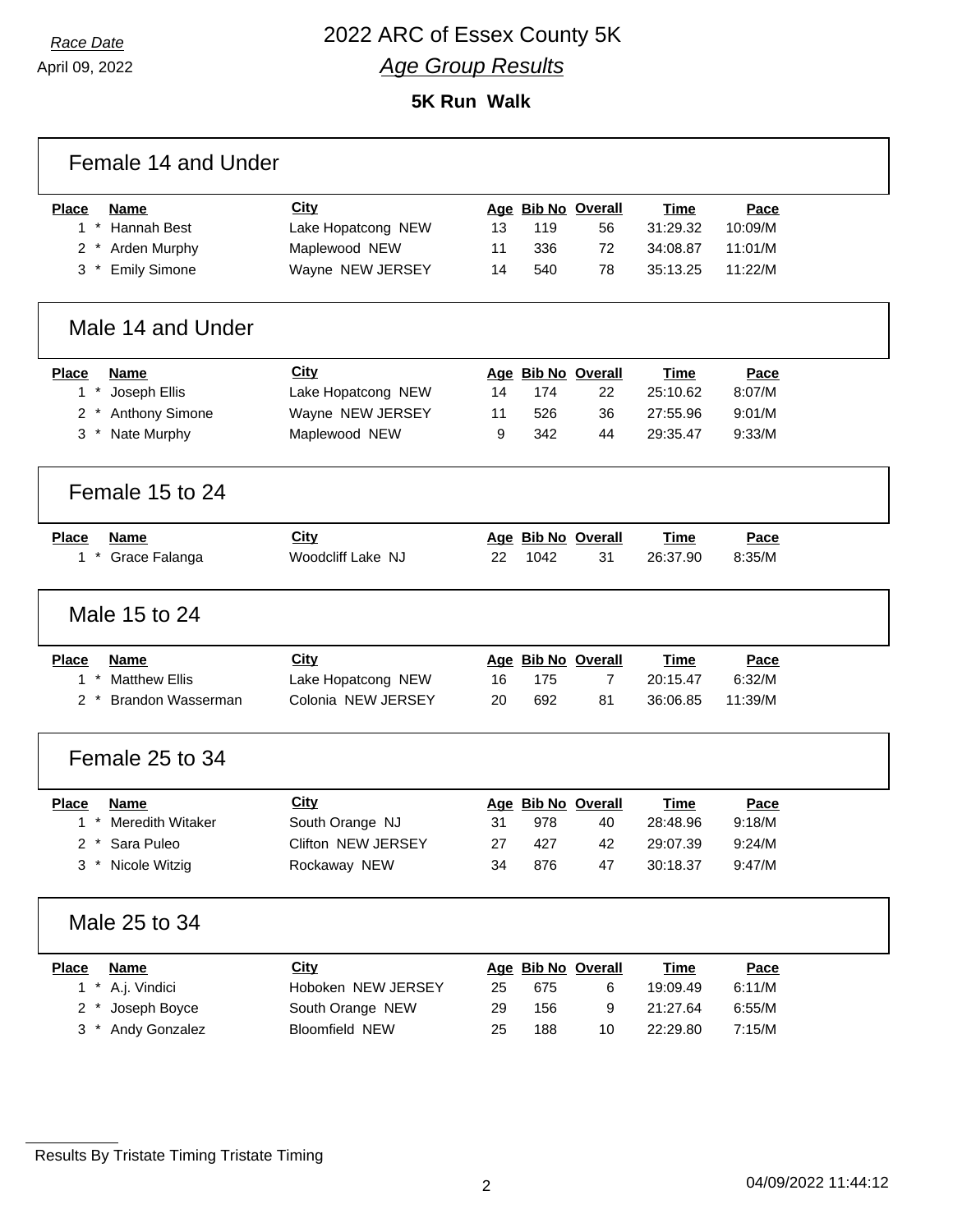*Race Date*
April 09, 2022

# 2022 ARC of Essex County 5K

## *Age Group Results*

### 5K Run Walk

## Female 14 and Under

| Place | Name | City | Age | Bib No | Overall | Time | Pace |
|---|---|---|---|---|---|---|---|
| 1 * | Hannah Best | Lake Hopatcong NEW | 13 | 119 | 56 | 31:29.32 | 10:09/M |
| 2 * | Arden Murphy | Maplewood NEW | 11 | 336 | 72 | 34:08.87 | 11:01/M |
| 3 * | Emily Simone | Wayne NEW JERSEY | 14 | 540 | 78 | 35:13.25 | 11:22/M |

## Male 14 and Under

| Place | Name | City | Age | Bib No | Overall | Time | Pace |
|---|---|---|---|---|---|---|---|
| 1 * | Joseph Ellis | Lake Hopatcong NEW | 14 | 174 | 22 | 25:10.62 | 8:07/M |
| 2 * | Anthony Simone | Wayne NEW JERSEY | 11 | 526 | 36 | 27:55.96 | 9:01/M |
| 3 * | Nate Murphy | Maplewood NEW | 9 | 342 | 44 | 29:35.47 | 9:33/M |

## Female 15 to 24

| Place | Name | City | Age | Bib No | Overall | Time | Pace |
|---|---|---|---|---|---|---|---|
| 1 * | Grace Falanga | Woodcliff Lake NJ | 22 | 1042 | 31 | 26:37.90 | 8:35/M |

## Male 15 to 24

| Place | Name | City | Age | Bib No | Overall | Time | Pace |
|---|---|---|---|---|---|---|---|
| 1 * | Matthew Ellis | Lake Hopatcong NEW | 16 | 175 | 7 | 20:15.47 | 6:32/M |
| 2 * | Brandon Wasserman | Colonia NEW JERSEY | 20 | 692 | 81 | 36:06.85 | 11:39/M |

## Female 25 to 34

| Place | Name | City | Age | Bib No | Overall | Time | Pace |
|---|---|---|---|---|---|---|---|
| 1 * | Meredith Witaker | South Orange NJ | 31 | 978 | 40 | 28:48.96 | 9:18/M |
| 2 * | Sara Puleo | Clifton NEW JERSEY | 27 | 427 | 42 | 29:07.39 | 9:24/M |
| 3 * | Nicole Witzig | Rockaway NEW | 34 | 876 | 47 | 30:18.37 | 9:47/M |

## Male 25 to 34

| Place | Name | City | Age | Bib No | Overall | Time | Pace |
|---|---|---|---|---|---|---|---|
| 1 * | A.j. Vindici | Hoboken NEW JERSEY | 25 | 675 | 6 | 19:09.49 | 6:11/M |
| 2 * | Joseph Boyce | South Orange NEW | 29 | 156 | 9 | 21:27.64 | 6:55/M |
| 3 * | Andy Gonzalez | Bloomfield NEW | 25 | 188 | 10 | 22:29.80 | 7:15/M |

Results By Tristate Timing Tristate Timing

04/09/2022 11:44:12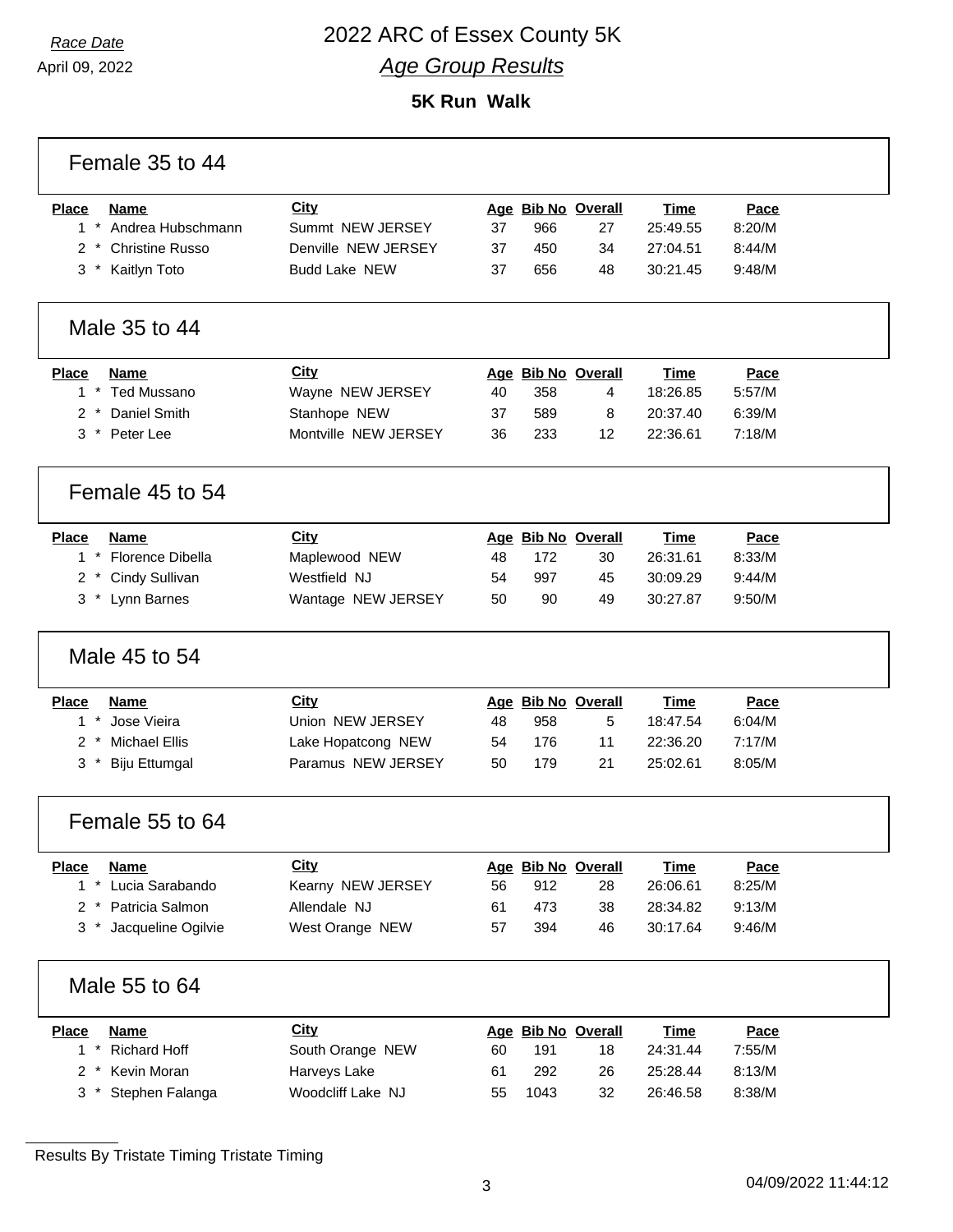*Race Date*

April 09, 2022

# 2022 ARC of Essex County 5K

## *Age Group Results*

### 5K Run Walk

## Female 35 to 44

| Place | Name | City | Age | Bib No | Overall | Time | Pace |
|---|---|---|---|---|---|---|---|
| 1 * | Andrea Hubschmann | Summt NEW JERSEY | 37 | 966 | 27 | 25:49.55 | 8:20/M |
| 2 * | Christine Russo | Denville NEW JERSEY | 37 | 450 | 34 | 27:04.51 | 8:44/M |
| 3 * | Kaitlyn Toto | Budd Lake NEW | 37 | 656 | 48 | 30:21.45 | 9:48/M |

## Male 35 to 44

| Place | Name | City | Age | Bib No | Overall | Time | Pace |
|---|---|---|---|---|---|---|---|
| 1 * | Ted Mussano | Wayne NEW JERSEY | 40 | 358 | 4 | 18:26.85 | 5:57/M |
| 2 * | Daniel Smith | Stanhope NEW | 37 | 589 | 8 | 20:37.40 | 6:39/M |
| 3 * | Peter Lee | Montville NEW JERSEY | 36 | 233 | 12 | 22:36.61 | 7:18/M |

## Female 45 to 54

| Place | Name | City | Age | Bib No | Overall | Time | Pace |
|---|---|---|---|---|---|---|---|
| 1 * | Florence Dibella | Maplewood NEW | 48 | 172 | 30 | 26:31.61 | 8:33/M |
| 2 * | Cindy Sullivan | Westfield NJ | 54 | 997 | 45 | 30:09.29 | 9:44/M |
| 3 * | Lynn Barnes | Wantage NEW JERSEY | 50 | 90 | 49 | 30:27.87 | 9:50/M |

## Male 45 to 54

| Place | Name | City | Age | Bib No | Overall | Time | Pace |
|---|---|---|---|---|---|---|---|
| 1 * | Jose Vieira | Union NEW JERSEY | 48 | 958 | 5 | 18:47.54 | 6:04/M |
| 2 * | Michael Ellis | Lake Hopatcong NEW | 54 | 176 | 11 | 22:36.20 | 7:17/M |
| 3 * | Biju Ettumgal | Paramus NEW JERSEY | 50 | 179 | 21 | 25:02.61 | 8:05/M |

## Female 55 to 64

| Place | Name | City | Age | Bib No | Overall | Time | Pace |
|---|---|---|---|---|---|---|---|
| 1 * | Lucia Sarabando | Kearny NEW JERSEY | 56 | 912 | 28 | 26:06.61 | 8:25/M |
| 2 * | Patricia Salmon | Allendale NJ | 61 | 473 | 38 | 28:34.82 | 9:13/M |
| 3 * | Jacqueline Ogilvie | West Orange NEW | 57 | 394 | 46 | 30:17.64 | 9:46/M |

## Male 55 to 64

| Place | Name | City | Age | Bib No | Overall | Time | Pace |
|---|---|---|---|---|---|---|---|
| 1 * | Richard Hoff | South Orange NEW | 60 | 191 | 18 | 24:31.44 | 7:55/M |
| 2 * | Kevin Moran | Harveys Lake | 61 | 292 | 26 | 25:28.44 | 8:13/M |
| 3 * | Stephen Falanga | Woodcliff Lake NJ | 55 | 1043 | 32 | 26:46.58 | 8:38/M |

Results By Tristate Timing Tristate Timing

04/09/2022 11:44:12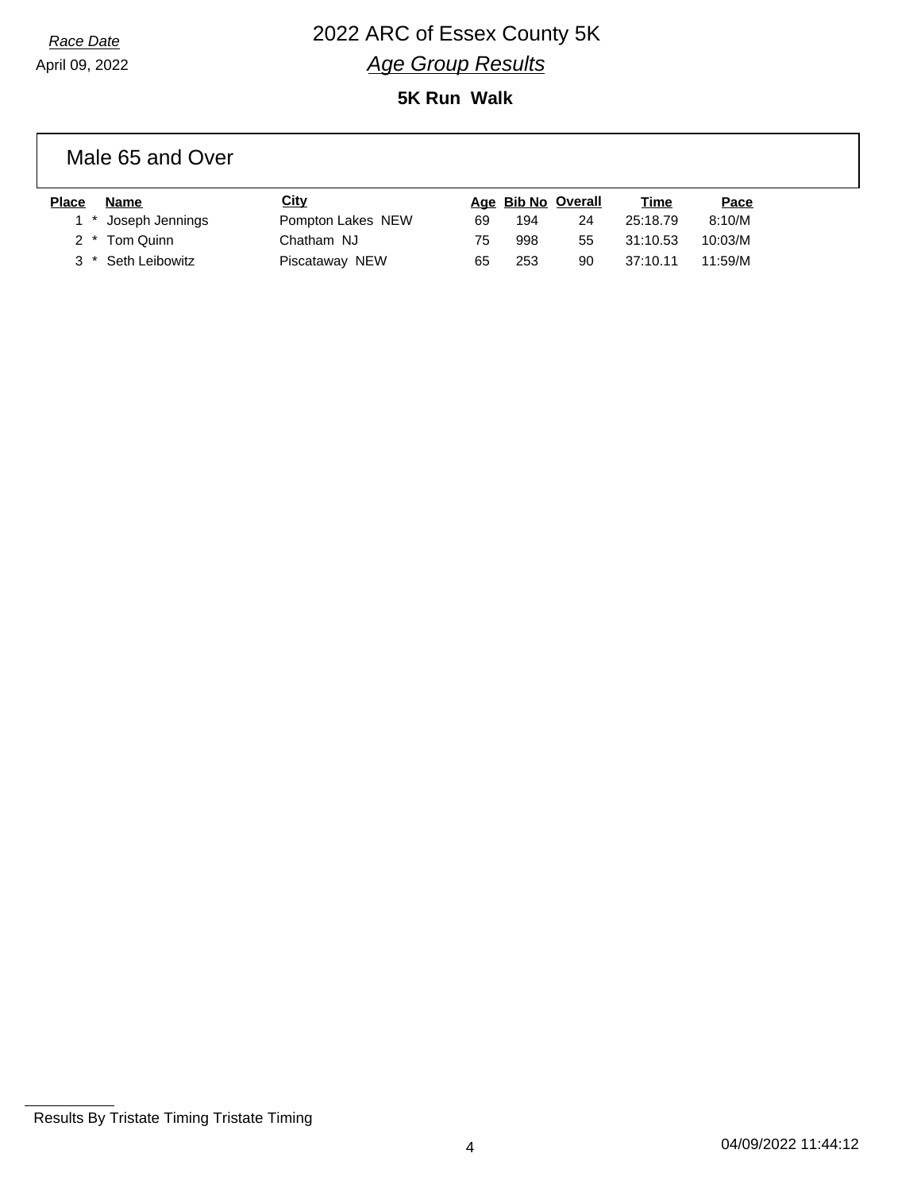Race Date

April 09, 2022

# 2022 ARC of Essex County 5K

## *Age Group Results*

### 5K Run Walk

## Male 65 and Over

| Place | Name | City | Age | Bib No | Overall | Time | Pace |
|---|---|---|---|---|---|---|---|
| 1 * | Joseph Jennings | Pompton Lakes NEW | 69 | 194 | 24 | 25:18.79 | 8:10/M |
| 2 * | Tom Quinn | Chatham NJ | 75 | 998 | 55 | 31:10.53 | 10:03/M |
| 3 * | Seth Leibowitz | Piscataway NEW | 65 | 253 | 90 | 37:10.11 | 11:59/M |

Results By Tristate Timing Tristate Timing

04/09/2022 11:44:12